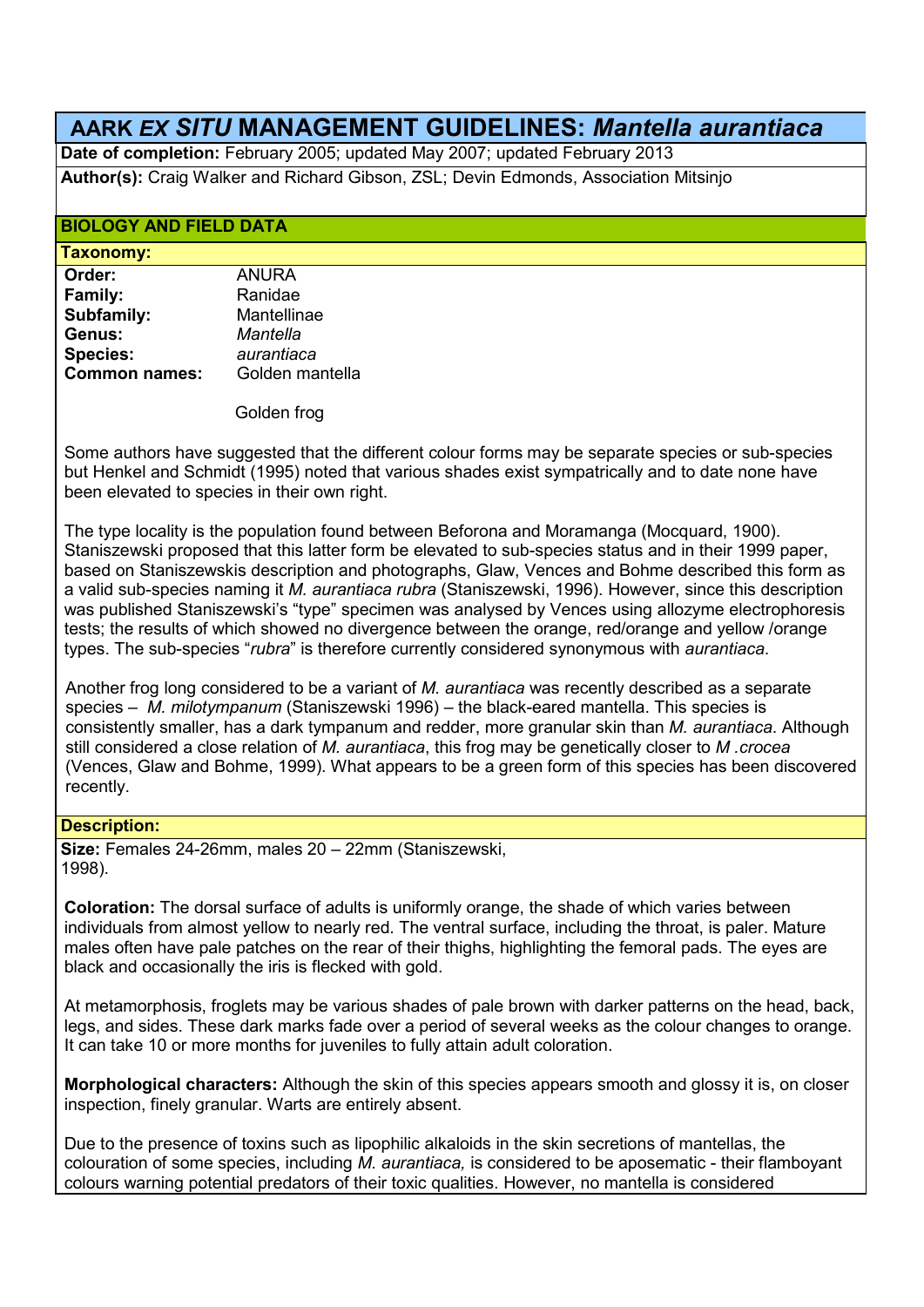# AARK *EX SITU* MANAGEMENT GUIDELINES: *Mantella aurantiaca*

**Date of completion:** February 2005; updated May 2007; updated February 2013

**Author(s):** Craig Walker and Richard Gibson, ZSL; Devin Edmonds, Association Mitsinjo

## BIOLOGY AND FIELD DATA

### Taxonomy:

| | |
|---|---|
| **Order:** | ANURA |
| **Family:** | Ranidae |
| **Subfamily:** | Mantellinae |
| **Genus:** | *Mantella* |
| **Species:** | *aurantiaca* |
| **Common names:** | Golden mantella |
| | Golden frog |

Some authors have suggested that the different colour forms may be separate species or sub-species but Henkel and Schmidt (1995) noted that various shades exist sympatrically and to date none have been elevated to species in their own right.

The type locality is the population found between Beforona and Moramanga (Mocquard, 1900). Staniszewski proposed that this latter form be elevated to sub-species status and in their 1999 paper, based on Staniszewskis description and photographs, Glaw, Vences and Bohme described this form as a valid sub-species naming it *M. aurantiaca rubra* (Staniszewski, 1996). However, since this description was published Staniszewski's "type" specimen was analysed by Vences using allozyme electrophoresis tests; the results of which showed no divergence between the orange, red/orange and yellow /orange types. The sub-species "*rubra*" is therefore currently considered synonymous with *aurantiaca*.

Another frog long considered to be a variant of *M. aurantiaca* was recently described as a separate species – *M. milotympanum* (Staniszewski 1996) – the black-eared mantella. This species is consistently smaller, has a dark tympanum and redder, more granular skin than *M. aurantiaca*. Although still considered a close relation of *M. aurantiaca*, this frog may be genetically closer to *M .crocea* (Vences, Glaw and Bohme, 1999). What appears to be a green form of this species has been discovered recently.

### Description:

**Size:** Females 24-26mm, males 20 – 22mm (Staniszewski, 1998).

**Coloration:** The dorsal surface of adults is uniformly orange, the shade of which varies between individuals from almost yellow to nearly red. The ventral surface, including the throat, is paler. Mature males often have pale patches on the rear of their thighs, highlighting the femoral pads. The eyes are black and occasionally the iris is flecked with gold.

At metamorphosis, froglets may be various shades of pale brown with darker patterns on the head, back, legs, and sides. These dark marks fade over a period of several weeks as the colour changes to orange. It can take 10 or more months for juveniles to fully attain adult coloration.

**Morphological characters:** Although the skin of this species appears smooth and glossy it is, on closer inspection, finely granular. Warts are entirely absent.

Due to the presence of toxins such as lipophilic alkaloids in the skin secretions of mantellas, the colouration of some species, including *M. aurantiaca,* is considered to be aposematic - their flamboyant colours warning potential predators of their toxic qualities. However, no mantella is considered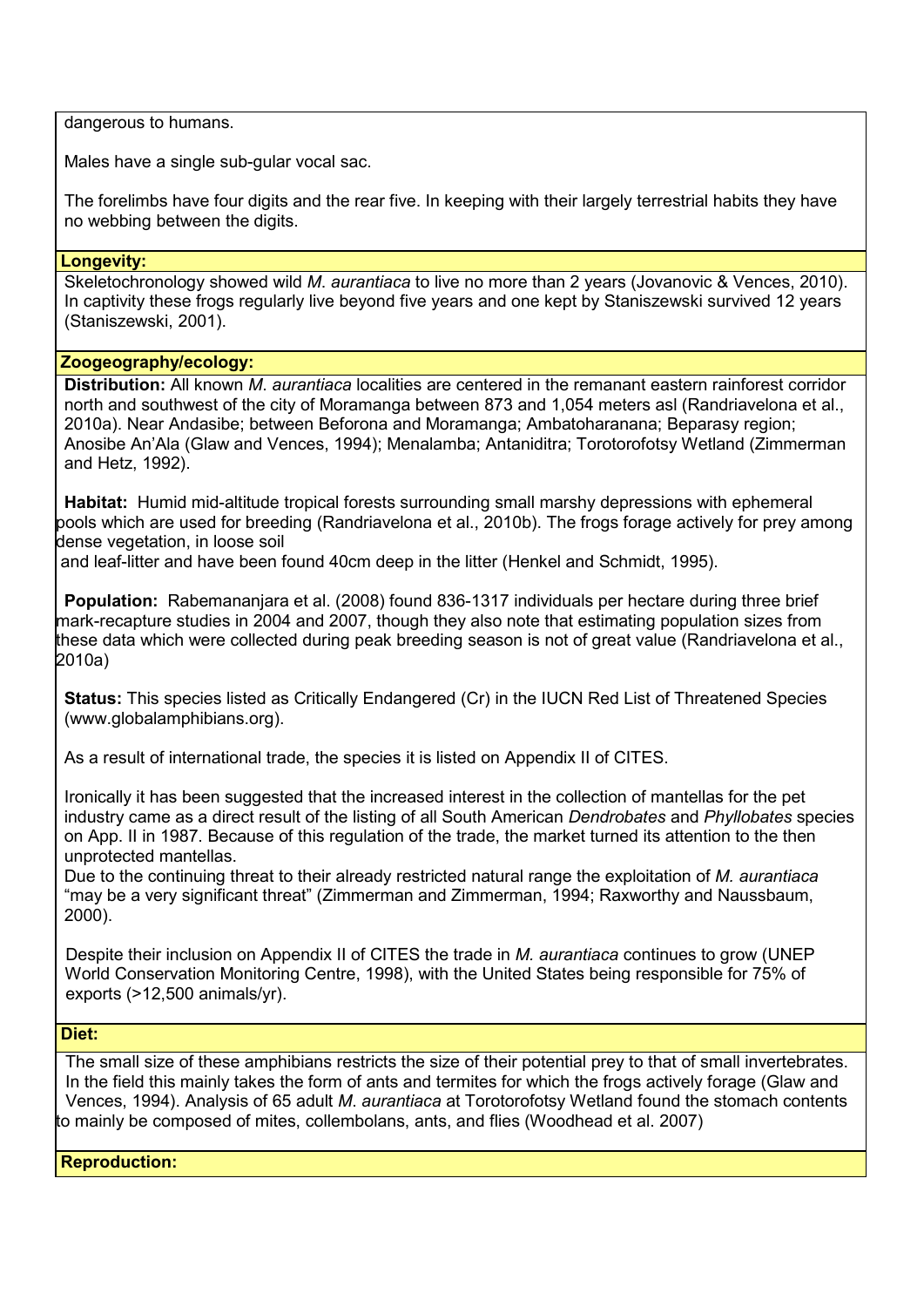dangerous to humans.

Males have a single sub-gular vocal sac.

The forelimbs have four digits and the rear five. In keeping with their largely terrestrial habits they have no webbing between the digits.

**Longevity:**

Skeletochronology showed wild *M. aurantiaca* to live no more than 2 years (Jovanovic & Vences, 2010). In captivity these frogs regularly live beyond five years and one kept by Staniszewski survived 12 years (Staniszewski, 2001).

**Zoogeography/ecology:**

**Distribution:** All known *M. aurantiaca* localities are centered in the remanant eastern rainforest corridor north and southwest of the city of Moramanga between 873 and 1,054 meters asl (Randriavelona et al., 2010a). Near Andasibe; between Beforona and Moramanga; Ambatoharanana; Beparasy region; Anosibe An'Ala (Glaw and Vences, 1994); Menalamba; Antaniditra; Torotorofotsy Wetland (Zimmerman and Hetz, 1992).

**Habitat:** Humid mid-altitude tropical forests surrounding small marshy depressions with ephemeral pools which are used for breeding (Randriavelona et al., 2010b). The frogs forage actively for prey among dense vegetation, in loose soil
and leaf-litter and have been found 40cm deep in the litter (Henkel and Schmidt, 1995).

**Population:** Rabemananjara et al. (2008) found 836-1317 individuals per hectare during three brief mark-recapture studies in 2004 and 2007, though they also note that estimating population sizes from these data which were collected during peak breeding season is not of great value (Randriavelona et al., 2010a)

**Status:** This species listed as Critically Endangered (Cr) in the IUCN Red List of Threatened Species (www.globalamphibians.org).

As a result of international trade, the species it is listed on Appendix II of CITES.

Ironically it has been suggested that the increased interest in the collection of mantellas for the pet industry came as a direct result of the listing of all South American *Dendrobates* and *Phyllobates* species on App. II in 1987. Because of this regulation of the trade, the market turned its attention to the then unprotected mantellas.
Due to the continuing threat to their already restricted natural range the exploitation of *M. aurantiaca* "may be a very significant threat" (Zimmerman and Zimmerman, 1994; Raxworthy and Naussbaum, 2000).

Despite their inclusion on Appendix II of CITES the trade in *M. aurantiaca* continues to grow (UNEP World Conservation Monitoring Centre, 1998), with the United States being responsible for 75% of exports (>12,500 animals/yr).

**Diet:**

The small size of these amphibians restricts the size of their potential prey to that of small invertebrates. In the field this mainly takes the form of ants and termites for which the frogs actively forage (Glaw and Vences, 1994). Analysis of 65 adult *M. aurantiaca* at Torotorofotsy Wetland found the stomach contents to mainly be composed of mites, collembolans, ants, and flies (Woodhead et al. 2007)

**Reproduction:**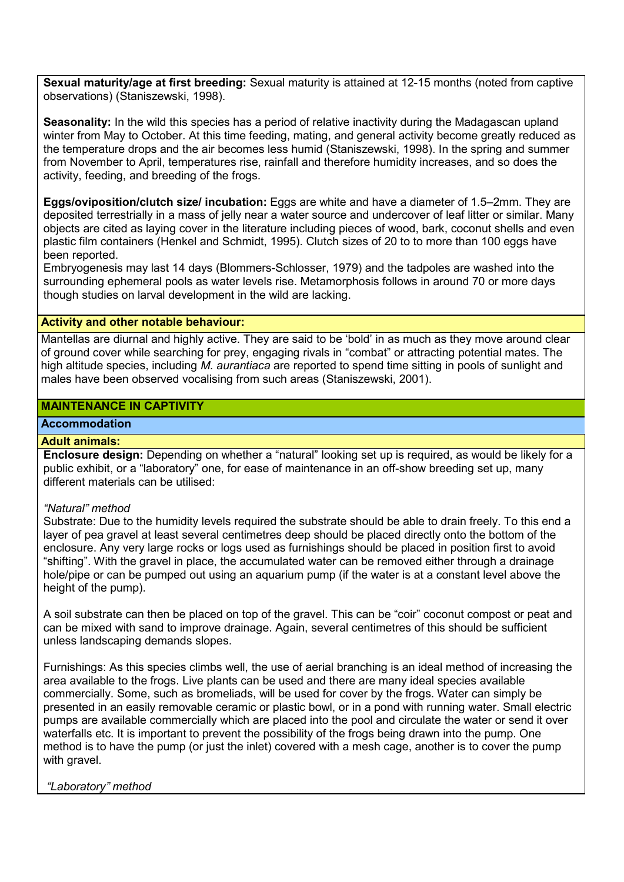**Sexual maturity/age at first breeding:** Sexual maturity is attained at 12-15 months (noted from captive observations) (Staniszewski, 1998).

**Seasonality:** In the wild this species has a period of relative inactivity during the Madagascan upland winter from May to October. At this time feeding, mating, and general activity become greatly reduced as the temperature drops and the air becomes less humid (Staniszewski, 1998). In the spring and summer from November to April, temperatures rise, rainfall and therefore humidity increases, and so does the activity, feeding, and breeding of the frogs.

**Eggs/oviposition/clutch size/ incubation:** Eggs are white and have a diameter of 1.5–2mm. They are deposited terrestrially in a mass of jelly near a water source and undercover of leaf litter or similar. Many objects are cited as laying cover in the literature including pieces of wood, bark, coconut shells and even plastic film containers (Henkel and Schmidt, 1995). Clutch sizes of 20 to to more than 100 eggs have been reported.

Embryogenesis may last 14 days (Blommers-Schlosser, 1979) and the tadpoles are washed into the surrounding ephemeral pools as water levels rise. Metamorphosis follows in around 70 or more days though studies on larval development in the wild are lacking.

### Activity and other notable behaviour:

Mantellas are diurnal and highly active. They are said to be 'bold' in as much as they move around clear of ground cover while searching for prey, engaging rivals in "combat" or attracting potential mates. The high altitude species, including *M. aurantiaca* are reported to spend time sitting in pools of sunlight and males have been observed vocalising from such areas (Staniszewski, 2001).

## MAINTENANCE IN CAPTIVITY

### Accommodation

#### Adult animals:

**Enclosure design:** Depending on whether a "natural" looking set up is required, as would be likely for a public exhibit, or a "laboratory" one, for ease of maintenance in an off-show breeding set up, many different materials can be utilised:

*"Natural" method*

Substrate: Due to the humidity levels required the substrate should be able to drain freely. To this end a layer of pea gravel at least several centimetres deep should be placed directly onto the bottom of the enclosure. Any very large rocks or logs used as furnishings should be placed in position first to avoid "shifting". With the gravel in place, the accumulated water can be removed either through a drainage hole/pipe or can be pumped out using an aquarium pump (if the water is at a constant level above the height of the pump).

A soil substrate can then be placed on top of the gravel. This can be "coir" coconut compost or peat and can be mixed with sand to improve drainage. Again, several centimetres of this should be sufficient unless landscaping demands slopes.

Furnishings: As this species climbs well, the use of aerial branching is an ideal method of increasing the area available to the frogs. Live plants can be used and there are many ideal species available commercially. Some, such as bromeliads, will be used for cover by the frogs. Water can simply be presented in an easily removable ceramic or plastic bowl, or in a pond with running water. Small electric pumps are available commercially which are placed into the pool and circulate the water or send it over waterfalls etc. It is important to prevent the possibility of the frogs being drawn into the pump. One method is to have the pump (or just the inlet) covered with a mesh cage, another is to cover the pump with gravel.

*"Laboratory" method*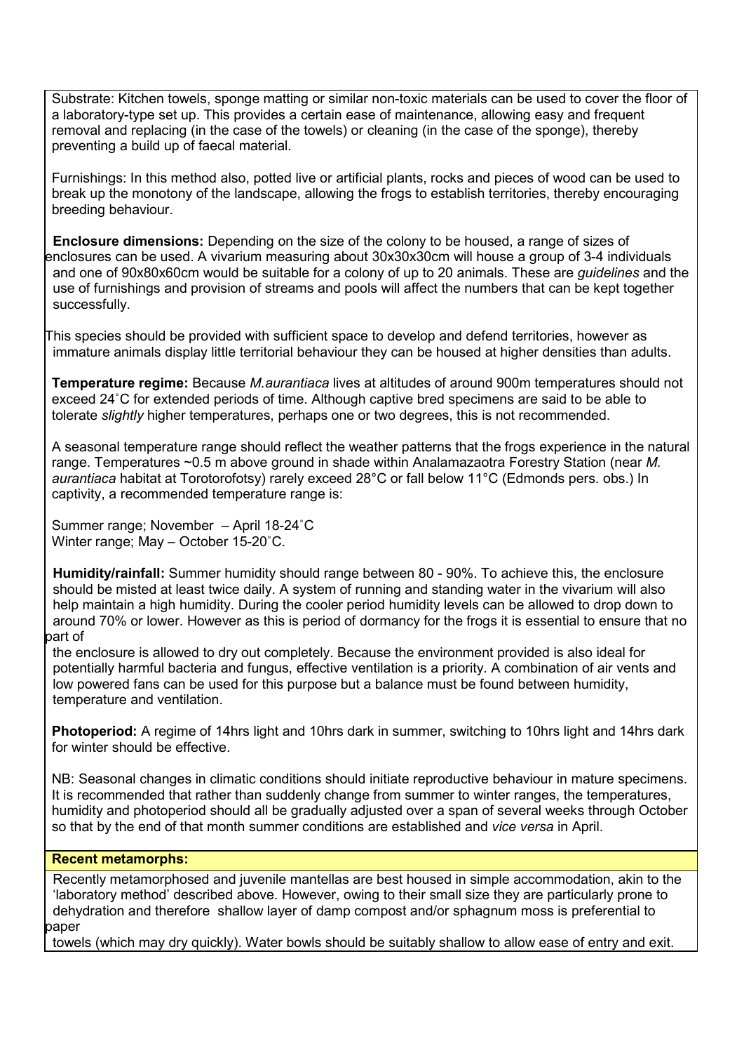Substrate: Kitchen towels, sponge matting or similar non-toxic materials can be used to cover the floor of a laboratory-type set up. This provides a certain ease of maintenance, allowing easy and frequent removal and replacing (in the case of the towels) or cleaning (in the case of the sponge), thereby preventing a build up of faecal material.

Furnishings: In this method also, potted live or artificial plants, rocks and pieces of wood can be used to break up the monotony of the landscape, allowing the frogs to establish territories, thereby encouraging breeding behaviour.

**Enclosure dimensions:** Depending on the size of the colony to be housed, a range of sizes of enclosures can be used. A vivarium measuring about 30x30x30cm will house a group of 3-4 individuals and one of 90x80x60cm would be suitable for a colony of up to 20 animals. These are *guidelines* and the use of furnishings and provision of streams and pools will affect the numbers that can be kept together successfully.

This species should be provided with sufficient space to develop and defend territories, however as immature animals display little territorial behaviour they can be housed at higher densities than adults.

**Temperature regime:** Because *M.aurantiaca* lives at altitudes of around 900m temperatures should not exceed 24˚C for extended periods of time. Although captive bred specimens are said to be able to tolerate *slightly* higher temperatures, perhaps one or two degrees, this is not recommended.

A seasonal temperature range should reflect the weather patterns that the frogs experience in the natural range. Temperatures ~0.5 m above ground in shade within Analamazaotra Forestry Station (near *M. aurantiaca* habitat at Torotorofotsy) rarely exceed 28°C or fall below 11°C (Edmonds pers. obs.) In captivity, a recommended temperature range is:

Summer range; November – April 18-24˚C
Winter range; May – October 15-20˚C.

**Humidity/rainfall:** Summer humidity should range between 80 - 90%. To achieve this, the enclosure should be misted at least twice daily. A system of running and standing water in the vivarium will also help maintain a high humidity. During the cooler period humidity levels can be allowed to drop down to around 70% or lower. However as this is period of dormancy for the frogs it is essential to ensure that no part of the enclosure is allowed to dry out completely. Because the environment provided is also ideal for potentially harmful bacteria and fungus, effective ventilation is a priority. A combination of air vents and low powered fans can be used for this purpose but a balance must be found between humidity, temperature and ventilation.

**Photoperiod:** A regime of 14hrs light and 10hrs dark in summer, switching to 10hrs light and 14hrs dark for winter should be effective.

NB: Seasonal changes in climatic conditions should initiate reproductive behaviour in mature specimens. It is recommended that rather than suddenly change from summer to winter ranges, the temperatures, humidity and photoperiod should all be gradually adjusted over a span of several weeks through October so that by the end of that month summer conditions are established and *vice versa* in April.

**Recent metamorphs:**

Recently metamorphosed and juvenile mantellas are best housed in simple accommodation, akin to the 'laboratory method' described above. However, owing to their small size they are particularly prone to dehydration and therefore shallow layer of damp compost and/or sphagnum moss is preferential to paper towels (which may dry quickly). Water bowls should be suitably shallow to allow ease of entry and exit.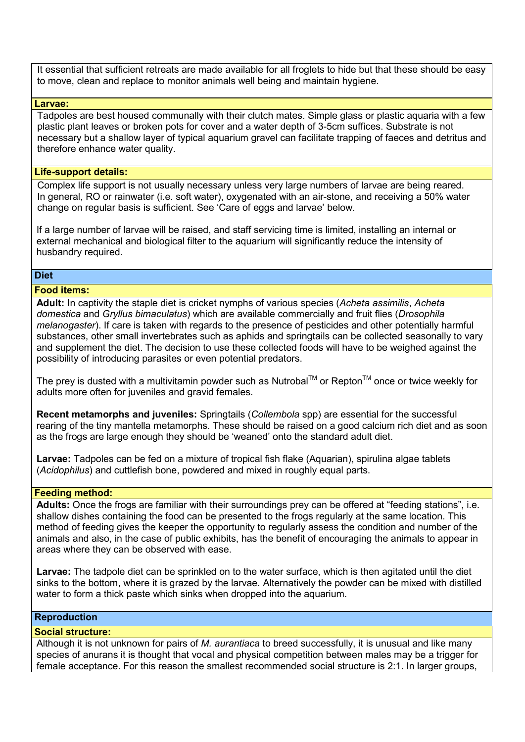It essential that sufficient retreats are made available for all froglets to hide but that these should be easy to move, clean and replace to monitor animals well being and maintain hygiene.

### Larvae:

Tadpoles are best housed communally with their clutch mates. Simple glass or plastic aquaria with a few plastic plant leaves or broken pots for cover and a water depth of 3-5cm suffices. Substrate is not necessary but a shallow layer of typical aquarium gravel can facilitate trapping of faeces and detritus and therefore enhance water quality.

### Life-support details:

Complex life support is not usually necessary unless very large numbers of larvae are being reared. In general, RO or rainwater (i.e. soft water), oxygenated with an air-stone, and receiving a 50% water change on regular basis is sufficient. See 'Care of eggs and larvae' below.

If a large number of larvae will be raised, and staff servicing time is limited, installing an internal or external mechanical and biological filter to the aquarium will significantly reduce the intensity of husbandry required.

## Diet

### Food items:

**Adult:** In captivity the staple diet is cricket nymphs of various species (*Acheta assimilis*, *Acheta domestica* and *Gryllus bimaculatus*) which are available commercially and fruit flies (*Drosophila melanogaster*). If care is taken with regards to the presence of pesticides and other potentially harmful substances, other small invertebrates such as aphids and springtails can be collected seasonally to vary and supplement the diet. The decision to use these collected foods will have to be weighed against the possibility of introducing parasites or even potential predators.

The prey is dusted with a multivitamin powder such as Nutrobal™ or Repton™ once or twice weekly for adults more often for juveniles and gravid females.

**Recent metamorphs and juveniles:** Springtails (*Collembola* spp) are essential for the successful rearing of the tiny mantella metamorphs. These should be raised on a good calcium rich diet and as soon as the frogs are large enough they should be 'weaned' onto the standard adult diet.

**Larvae:** Tadpoles can be fed on a mixture of tropical fish flake (Aquarian), spirulina algae tablets (*Acidophilus*) and cuttlefish bone, powdered and mixed in roughly equal parts.

### Feeding method:

**Adults:** Once the frogs are familiar with their surroundings prey can be offered at "feeding stations", i.e. shallow dishes containing the food can be presented to the frogs regularly at the same location. This method of feeding gives the keeper the opportunity to regularly assess the condition and number of the animals and also, in the case of public exhibits, has the benefit of encouraging the animals to appear in areas where they can be observed with ease.

**Larvae:** The tadpole diet can be sprinkled on to the water surface, which is then agitated until the diet sinks to the bottom, where it is grazed by the larvae. Alternatively the powder can be mixed with distilled water to form a thick paste which sinks when dropped into the aquarium.

## Reproduction

### Social structure:

Although it is not unknown for pairs of *M. aurantiaca* to breed successfully, it is unusual and like many species of anurans it is thought that vocal and physical competition between males may be a trigger for female acceptance. For this reason the smallest recommended social structure is 2:1. In larger groups,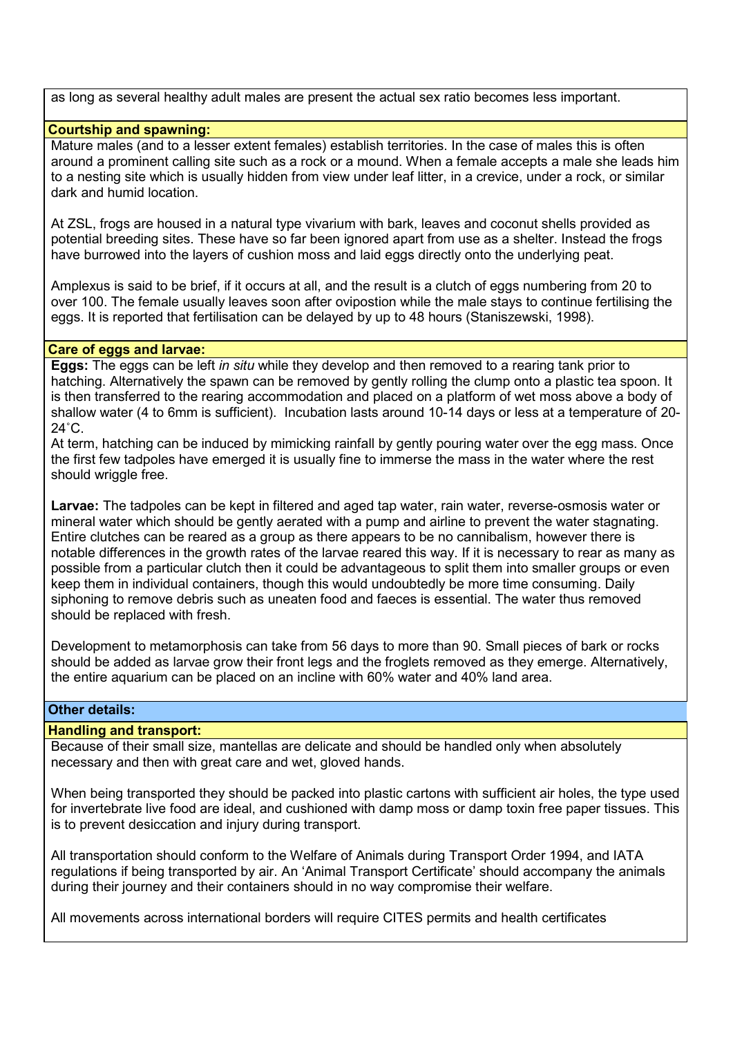as long as several healthy adult males are present the actual sex ratio becomes less important.

**Courtship and spawning:**

Mature males (and to a lesser extent females) establish territories. In the case of males this is often around a prominent calling site such as a rock or a mound. When a female accepts a male she leads him to a nesting site which is usually hidden from view under leaf litter, in a crevice, under a rock, or similar dark and humid location.

At ZSL, frogs are housed in a natural type vivarium with bark, leaves and coconut shells provided as potential breeding sites. These have so far been ignored apart from use as a shelter. Instead the frogs have burrowed into the layers of cushion moss and laid eggs directly onto the underlying peat.

Amplexus is said to be brief, if it occurs at all, and the result is a clutch of eggs numbering from 20 to over 100. The female usually leaves soon after ovipostion while the male stays to continue fertilising the eggs. It is reported that fertilisation can be delayed by up to 48 hours (Staniszewski, 1998).

**Care of eggs and larvae:**

**Eggs:** The eggs can be left *in situ* while they develop and then removed to a rearing tank prior to hatching. Alternatively the spawn can be removed by gently rolling the clump onto a plastic tea spoon. It is then transferred to the rearing accommodation and placed on a platform of wet moss above a body of shallow water (4 to 6mm is sufficient). Incubation lasts around 10-14 days or less at a temperature of 20-24˚C.

At term, hatching can be induced by mimicking rainfall by gently pouring water over the egg mass. Once the first few tadpoles have emerged it is usually fine to immerse the mass in the water where the rest should wriggle free.

**Larvae:** The tadpoles can be kept in filtered and aged tap water, rain water, reverse-osmosis water or mineral water which should be gently aerated with a pump and airline to prevent the water stagnating. Entire clutches can be reared as a group as there appears to be no cannibalism, however there is notable differences in the growth rates of the larvae reared this way. If it is necessary to rear as many as possible from a particular clutch then it could be advantageous to split them into smaller groups or even keep them in individual containers, though this would undoubtedly be more time consuming. Daily siphoning to remove debris such as uneaten food and faeces is essential. The water thus removed should be replaced with fresh.

Development to metamorphosis can take from 56 days to more than 90. Small pieces of bark or rocks should be added as larvae grow their front legs and the froglets removed as they emerge. Alternatively, the entire aquarium can be placed on an incline with 60% water and 40% land area.

## Other details:

**Handling and transport:**

Because of their small size, mantellas are delicate and should be handled only when absolutely necessary and then with great care and wet, gloved hands.

When being transported they should be packed into plastic cartons with sufficient air holes, the type used for invertebrate live food are ideal, and cushioned with damp moss or damp toxin free paper tissues. This is to prevent desiccation and injury during transport.

All transportation should conform to the Welfare of Animals during Transport Order 1994, and IATA regulations if being transported by air. An 'Animal Transport Certificate' should accompany the animals during their journey and their containers should in no way compromise their welfare.

All movements across international borders will require CITES permits and health certificates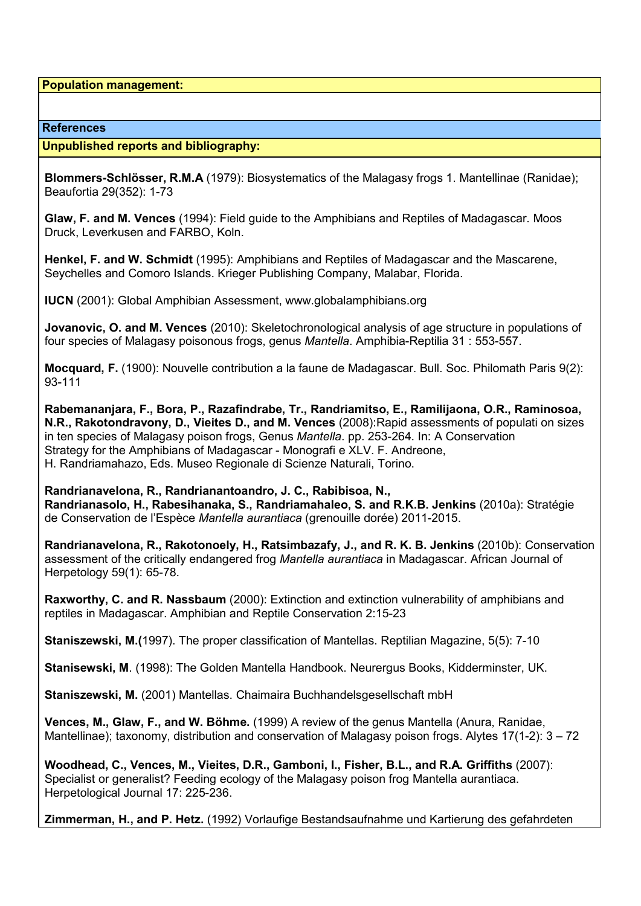**Population management:**

## References

**Unpublished reports and bibliography:**

**Blommers-Schlösser, R.M.A** (1979): Biosystematics of the Malagasy frogs 1. Mantellinae (Ranidae); Beaufortia 29(352): 1-73

**Glaw, F. and M. Vences** (1994): Field guide to the Amphibians and Reptiles of Madagascar. Moos Druck, Leverkusen and FARBO, Koln.

**Henkel, F. and W. Schmidt** (1995): Amphibians and Reptiles of Madagascar and the Mascarene, Seychelles and Comoro Islands. Krieger Publishing Company, Malabar, Florida.

**IUCN** (2001): Global Amphibian Assessment, www.globalamphibians.org

**Jovanovic, O. and M. Vences** (2010): Skeletochronological analysis of age structure in populations of four species of Malagasy poisonous frogs, genus *Mantella*. Amphibia-Reptilia 31 : 553-557.

**Mocquard, F.** (1900): Nouvelle contribution a la faune de Madagascar. Bull. Soc. Philomath Paris 9(2): 93-111

**Rabemananjara, F., Bora, P., Razafindrabe, Tr., Randriamitso, E., Ramilijaona, O.R., Raminosoa, N.R., Rakotondravony, D., Vieites D., and M. Vences** (2008):Rapid assessments of populati on sizes in ten species of Malagasy poison frogs, Genus *Mantella*. pp. 253-264. In: A Conservation Strategy for the Amphibians of Madagascar - Monografi e XLV. F. Andreone, H. Randriamahazo, Eds. Museo Regionale di Scienze Naturali, Torino.

**Randrianavelona, R., Randrianantoandro, J. C., Rabibisoa, N., Randrianasolo, H., Rabesihanaka, S., Randriamahaleo, S. and R.K.B. Jenkins** (2010a): Stratégie de Conservation de l'Espèce *Mantella aurantiaca* (grenouille dorée) 2011-2015.

**Randrianavelona, R., Rakotonoely, H., Ratsimbazafy, J., and R. K. B. Jenkins** (2010b): Conservation assessment of the critically endangered frog *Mantella aurantiaca* in Madagascar. African Journal of Herpetology 59(1): 65-78.

**Raxworthy, C. and R. Nassbaum** (2000): Extinction and extinction vulnerability of amphibians and reptiles in Madagascar. Amphibian and Reptile Conservation 2:15-23

**Staniszewski, M.(**1997). The proper classification of Mantellas. Reptilian Magazine, 5(5): 7-10

**Stanisewski, M**. (1998): The Golden Mantella Handbook. Neurergus Books, Kidderminster, UK.

**Staniszewski, M.** (2001) Mantellas. Chaimaira Buchhandelsgesellschaft mbH

**Vences, M., Glaw, F., and W. Böhme.** (1999) A review of the genus Mantella (Anura, Ranidae, Mantellinae); taxonomy, distribution and conservation of Malagasy poison frogs. Alytes 17(1-2): 3 – 72

**Woodhead, C., Vences, M., Vieites, D.R., Gamboni, I., Fisher, B.L., and R.A. Griffiths** (2007): Specialist or generalist? Feeding ecology of the Malagasy poison frog Mantella aurantiaca. Herpetological Journal 17: 225-236.

**Zimmerman, H., and P. Hetz.** (1992) Vorlaufige Bestandsaufnahme und Kartierung des gefahrdeten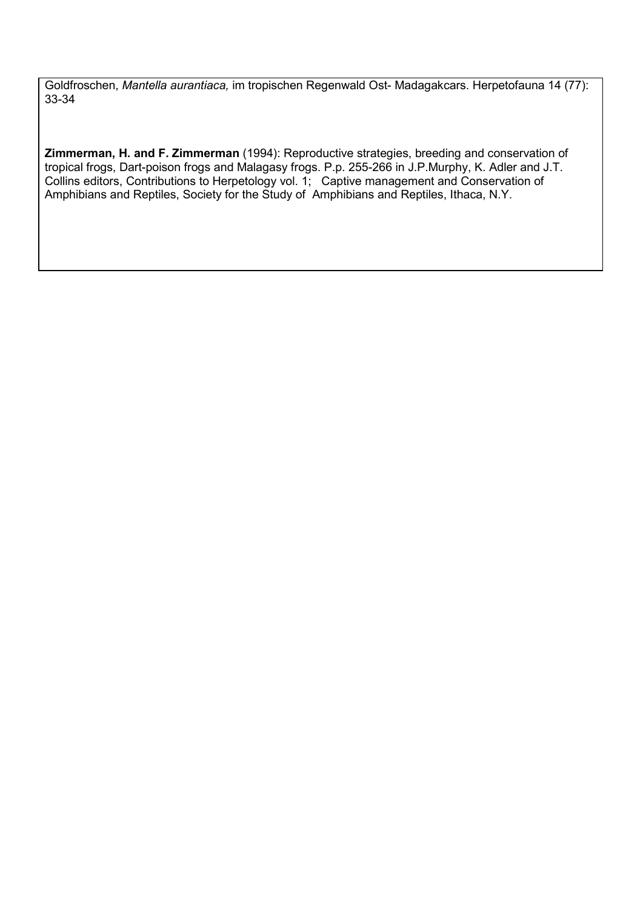Goldfroschen, *Mantella aurantiaca,* im tropischen Regenwald Ost- Madagakcars. Herpetofauna 14 (77): 33-34

**Zimmerman, H. and F. Zimmerman** (1994): Reproductive strategies, breeding and conservation of tropical frogs, Dart-poison frogs and Malagasy frogs. P.p. 255-266 in J.P.Murphy, K. Adler and J.T. Collins editors, Contributions to Herpetology vol. 1; Captive management and Conservation of Amphibians and Reptiles, Society for the Study of Amphibians and Reptiles, Ithaca, N.Y.